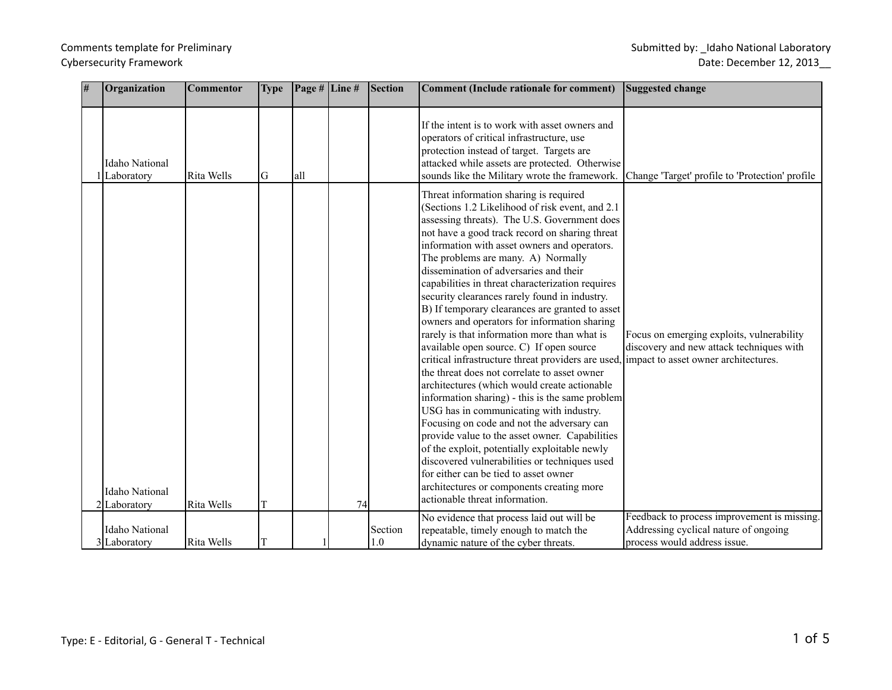Comments template for Preliminary Cybersecurity Framework

Submitted by: _Idaho National Laboratory
Date: December 12, 2013__

| # | Organization | Commentor | Type | Page # | Line # | Section | Comment (Include rationale for comment) | Suggested change |
|---|---|---|---|---|---|---|---|---|
| 1 | Idaho National Laboratory | Rita Wells | G | all | | | If the intent is to work with asset owners and operators of critical infrastructure, use protection instead of target. Targets are attacked while assets are protected. Otherwise sounds like the Military wrote the framework. | Change 'Target' profile to 'Protection' profile |
| 2 | Idaho National Laboratory | Rita Wells | T | | 74 | | Threat information sharing is required (Sections 1.2 Likelihood of risk event, and 2.1 assessing threats). The U.S. Government does not have a good track record on sharing threat information with asset owners and operators. The problems are many. A) Normally dissemination of adversaries and their capabilities in threat characterization requires security clearances rarely found in industry. B) If temporary clearances are granted to asset owners and operators for information sharing rarely is that information more than what is available open source. C) If open source critical infrastructure threat providers are used, the threat does not correlate to asset owner architectures (which would create actionable information sharing) - this is the same problem USG has in communicating with industry. Focusing on code and not the adversary can provide value to the asset owner. Capabilities of the exploit, potentially exploitable newly discovered vulnerabilities or techniques used for either can be tied to asset owner architectures or components creating more actionable threat information. | Focus on emerging exploits, vulnerability discovery and new attack techniques with impact to asset owner architectures. |
| 3 | Idaho National Laboratory | Rita Wells | T | 1 | | Section 1.0 | No evidence that process laid out will be repeatable, timely enough to match the dynamic nature of the cyber threats. | Feedback to process improvement is missing. Addressing cyclical nature of ongoing process would address issue. |

Type: E - Editorial, G - General T - Technical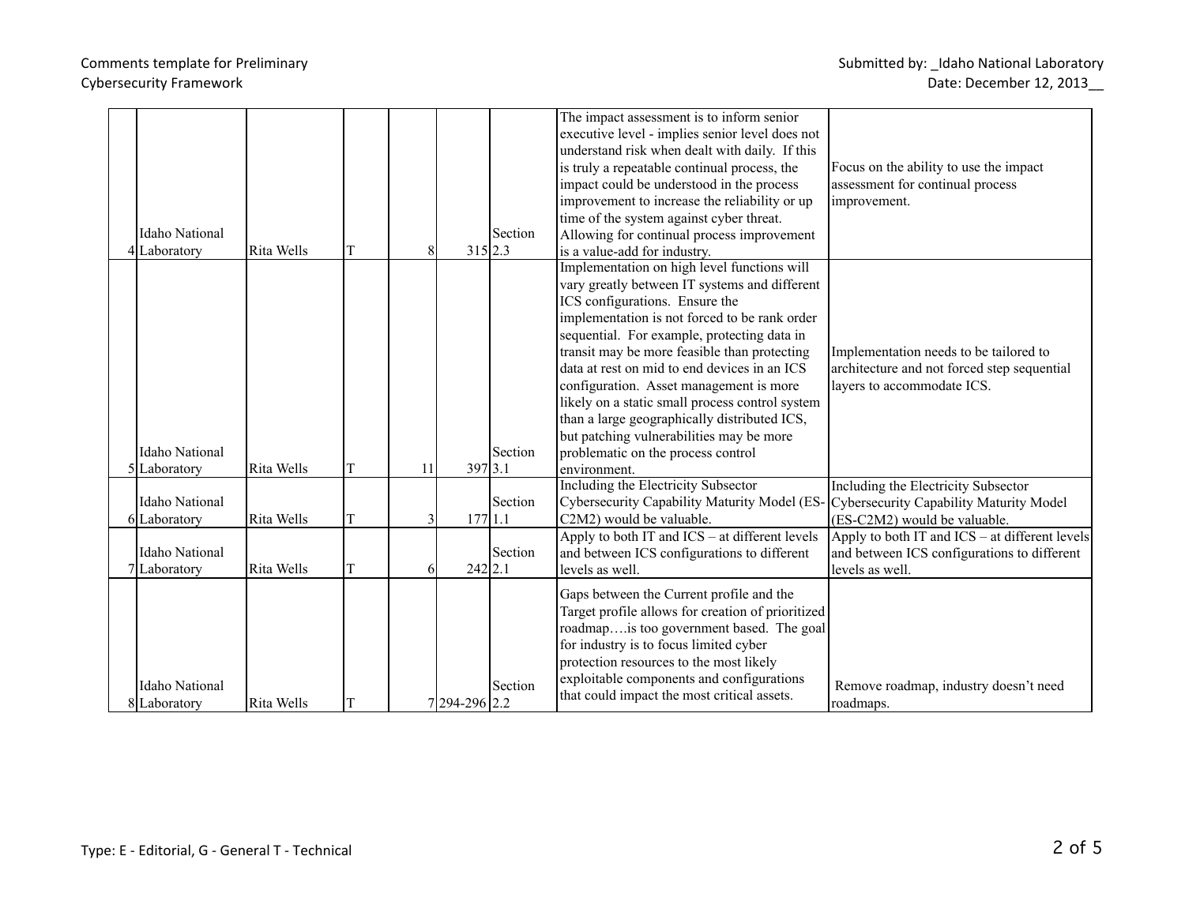Comments template for Preliminary Cybersecurity Framework

Submitted by: _Idaho National Laboratory
Date: December 12, 2013__

| # | Organization | Commenter | Type | Page # | Line # | Section | Comment (Include rationale for comment) | Suggested change |
|---|---|---|---|---|---|---|---|---|
| 4 | Idaho National Laboratory | Rita Wells | T | 8 | 315 | Section 2.3 | The impact assessment is to inform senior executive level - implies senior level does not understand risk when dealt with daily. If this is truly a repeatable continual process, the impact could be understood in the process improvement to increase the reliability or up time of the system against cyber threat. Allowing for continual process improvement is a value-add for industry. | Focus on the ability to use the impact assessment for continual process improvement. |
| 5 | Idaho National Laboratory | Rita Wells | T | 11 | 397 | Section 3.1 | Implementation on high level functions will vary greatly between IT systems and different ICS configurations. Ensure the implementation is not forced to be rank order sequential. For example, protecting data in transit may be more feasible than protecting data at rest on mid to end devices in an ICS configuration. Asset management is more likely on a static small process control system than a large geographically distributed ICS, but patching vulnerabilities may be more problematic on the process control environment. | Implementation needs to be tailored to architecture and not forced step sequential layers to accommodate ICS. |
| 6 | Idaho National Laboratory | Rita Wells | T | 3 | 177 | Section 1.1 | Including the Electricity Subsector Cybersecurity Capability Maturity Model (ES-C2M2) would be valuable. | Including the Electricity Subsector Cybersecurity Capability Maturity Model (ES-C2M2) would be valuable. |
| 7 | Idaho National Laboratory | Rita Wells | T | 6 | 242 | Section 2.1 | Apply to both IT and ICS – at different levels and between ICS configurations to different levels as well. | Apply to both IT and ICS – at different levels and between ICS configurations to different levels as well. |
| 8 | Idaho National Laboratory | Rita Wells | T | 7 | 294-296 | Section 2.2 | Gaps between the Current profile and the Target profile allows for creation of prioritized roadmap….is too government based. The goal for industry is to focus limited cyber protection resources to the most likely exploitable components and configurations that could impact the most critical assets. | Remove roadmap, industry doesn't need roadmaps. |

Type: E - Editorial, G - General T - Technical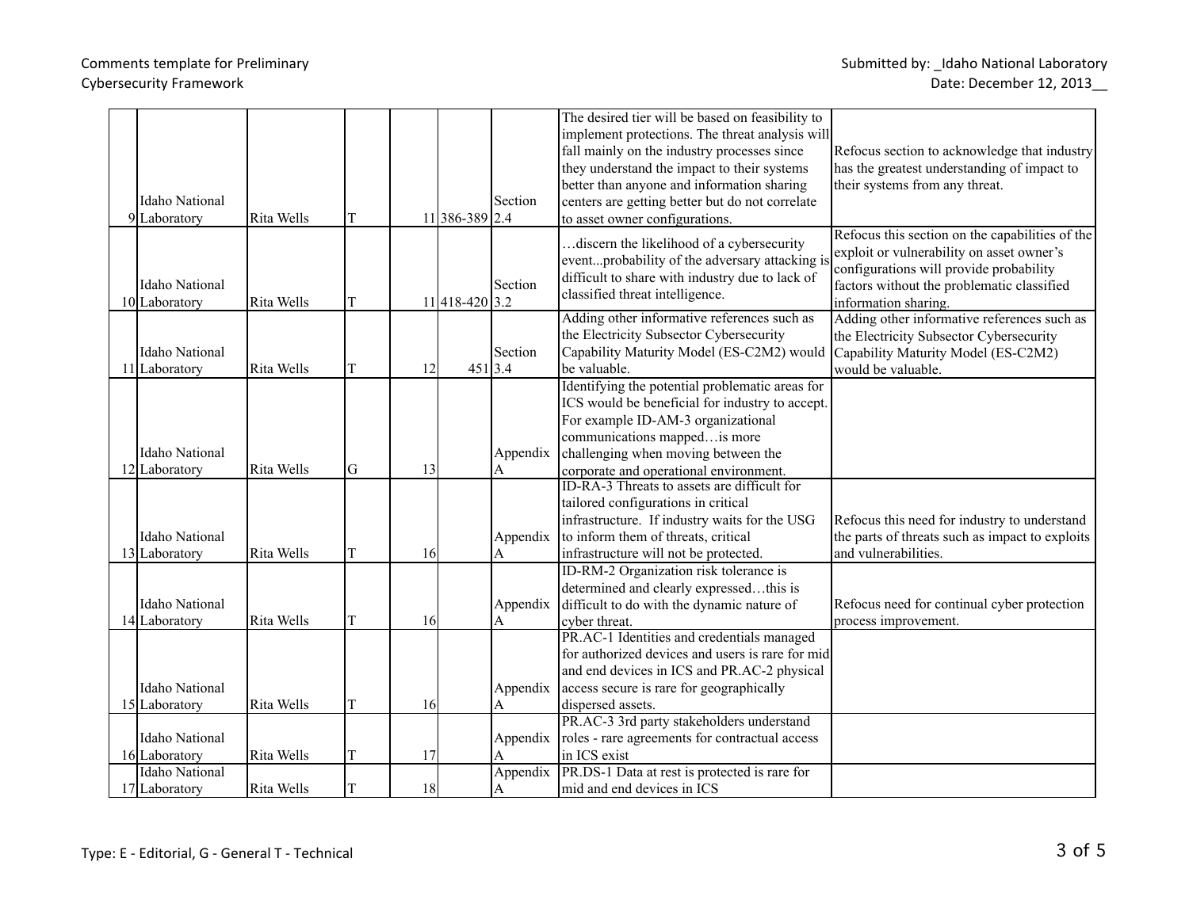Comments template for Preliminary Cybersecurity Framework

Submitted by: _Idaho National Laboratory
Date: December 12, 2013__

| # | Organization | Commentor | Type | Page # | Line # | Section | Comment (Include rationale for comment) | Suggested change |
|---|---|---|---|---|---|---|---|---|
| 9 | Idaho National Laboratory | Rita Wells | T | 11 | 386-389 | Section 2.4 | The desired tier will be based on feasibility to implement protections. The threat analysis will fall mainly on the industry processes since they understand the impact to their systems better than anyone and information sharing centers are getting better but do not correlate to asset owner configurations. | Refocus section to acknowledge that industry has the greatest understanding of impact to their systems from any threat. |
| 10 | Idaho National Laboratory | Rita Wells | T | 11 | 418-420 | Section 3.2 | …discern the likelihood of a cybersecurity event...probability of the adversary attacking is difficult to share with industry due to lack of classified threat intelligence. | Refocus this section on the capabilities of the exploit or vulnerability on asset owner's configurations will provide probability factors without the problematic classified information sharing. |
| 11 | Idaho National Laboratory | Rita Wells | T | 12 | 451 | Section 3.4 | Adding other informative references such as the Electricity Subsector Cybersecurity Capability Maturity Model (ES-C2M2) would be valuable. | Adding other informative references such as the Electricity Subsector Cybersecurity Capability Maturity Model (ES-C2M2) would be valuable. |
| 12 | Idaho National Laboratory | Rita Wells | G | 13 | | Appendix A | Identifying the potential problematic areas for ICS would be beneficial for industry to accept. For example ID-AM-3 organizational communications mapped…is more challenging when moving between the corporate and operational environment. | |
| 13 | Idaho National Laboratory | Rita Wells | T | 16 | | Appendix A | ID-RA-3 Threats to assets are difficult for tailored configurations in critical infrastructure. If industry waits for the USG to inform them of threats, critical infrastructure will not be protected. | Refocus this need for industry to understand the parts of threats such as impact to exploits and vulnerabilities. |
| 14 | Idaho National Laboratory | Rita Wells | T | 16 | | Appendix A | ID-RM-2 Organization risk tolerance is determined and clearly expressed…this is difficult to do with the dynamic nature of cyber threat. | Refocus need for continual cyber protection process improvement. |
| 15 | Idaho National Laboratory | Rita Wells | T | 16 | | Appendix A | PR.AC-1 Identities and credentials managed for authorized devices and users is rare for mid and end devices in ICS and PR.AC-2 physical access secure is rare for geographically dispersed assets. | |
| 16 | Idaho National Laboratory | Rita Wells | T | 17 | | Appendix A | PR.AC-3 3rd party stakeholders understand roles - rare agreements for contractual access in ICS exist | |
| 17 | Idaho National Laboratory | Rita Wells | T | 18 | | Appendix A | PR.DS-1 Data at rest is protected is rare for mid and end devices in ICS | |

Type: E - Editorial, G - General T - Technical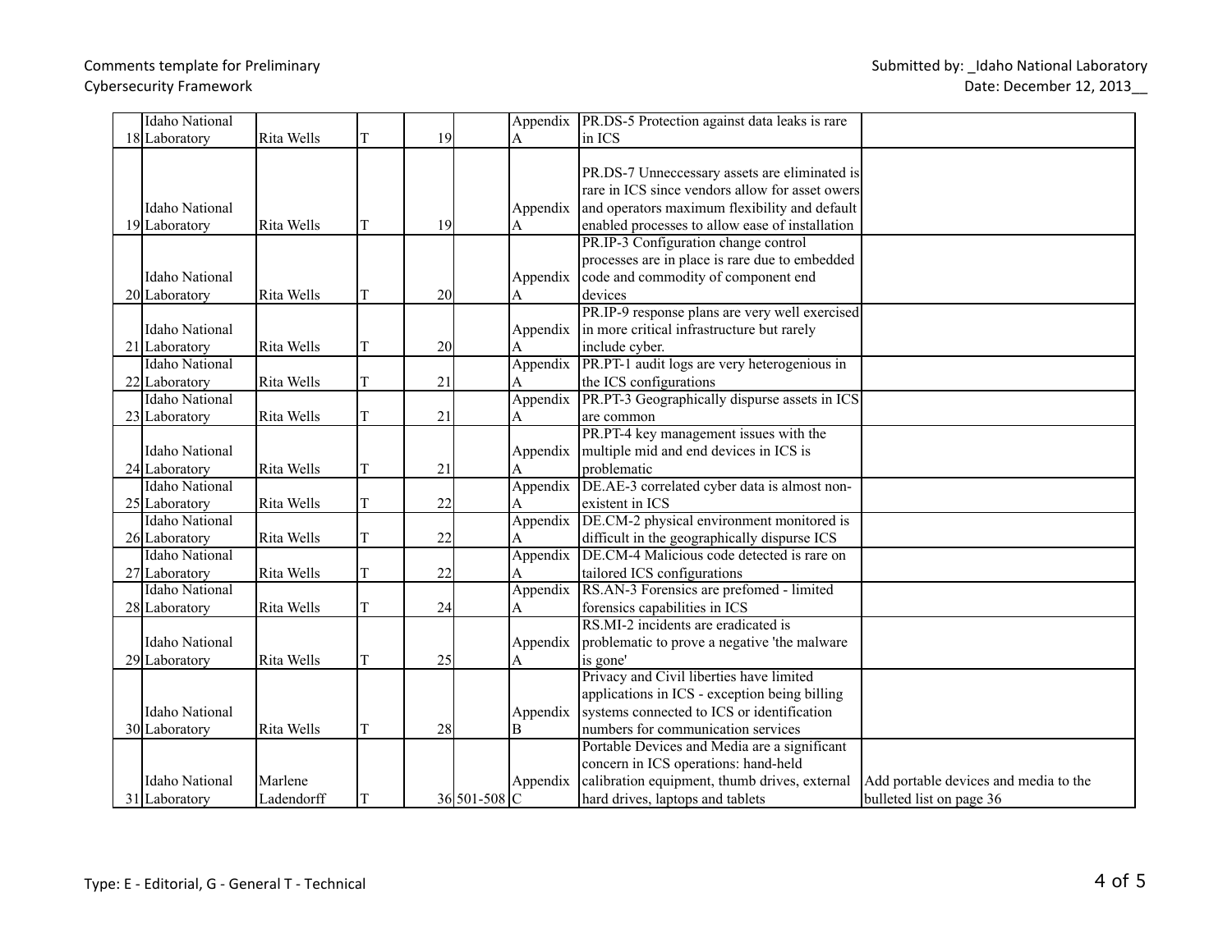Comments template for Preliminary Cybersecurity Framework

Submitted by: _Idaho National Laboratory
Date: December 12, 2013__

| | | | | | | | | |
|---|---|---|---|---|---|---|---|---|
| 18 | Idaho National Laboratory | Rita Wells | T | 19 | | Appendix A | PR.DS-5 Protection against data leaks is rare in ICS | |
| 19 | Idaho National Laboratory | Rita Wells | T | 19 | | Appendix A | PR.DS-7 Unneccessary assets are eliminated is rare in ICS since vendors allow for asset owers and operators maximum flexibility and default enabled processes to allow ease of installation | |
| 20 | Idaho National Laboratory | Rita Wells | T | 20 | | Appendix A | PR.IP-3 Configuration change control processes are in place is rare due to embedded code and commodity of component end devices | |
| 21 | Idaho National Laboratory | Rita Wells | T | 20 | | Appendix A | PR.IP-9 response plans are very well exercised in more critical infrastructure but rarely include cyber. | |
| 22 | Idaho National Laboratory | Rita Wells | T | 21 | | Appendix A | PR.PT-1 audit logs are very heterogenious in the ICS configurations | |
| 23 | Idaho National Laboratory | Rita Wells | T | 21 | | Appendix A | PR.PT-3 Geographically dispurse assets in ICS are common | |
| 24 | Idaho National Laboratory | Rita Wells | T | 21 | | Appendix A | PR.PT-4 key management issues with the multiple mid and end devices in ICS is problematic | |
| 25 | Idaho National Laboratory | Rita Wells | T | 22 | | Appendix A | DE.AE-3 correlated cyber data is almost non-existent in ICS | |
| 26 | Idaho National Laboratory | Rita Wells | T | 22 | | Appendix A | DE.CM-2 physical environment monitored is difficult in the geographically dispurse ICS | |
| 27 | Idaho National Laboratory | Rita Wells | T | 22 | | Appendix A | DE.CM-4 Malicious code detected is rare on tailored ICS configurations | |
| 28 | Idaho National Laboratory | Rita Wells | T | 24 | | Appendix A | RS.AN-3 Forensics are prefomed - limited forensics capabilities in ICS | |
| 29 | Idaho National Laboratory | Rita Wells | T | 25 | | Appendix A | RS.MI-2 incidents are eradicated is problematic to prove a negative 'the malware is gone' | |
| 30 | Idaho National Laboratory | Rita Wells | T | 28 | | Appendix B | Privacy and Civil liberties have limited applications in ICS - exception being billing systems connected to ICS or identification numbers for communication services | |
| 31 | Idaho National Laboratory | Marlene Ladendorff | T | 36 | 501-508 | Appendix C | Portable Devices and Media are a significant concern in ICS operations: hand-held calibration equipment, thumb drives, external hard drives, laptops and tablets | Add portable devices and media to the bulleted list on page 36 |

Type: E - Editorial, G - General T - Technical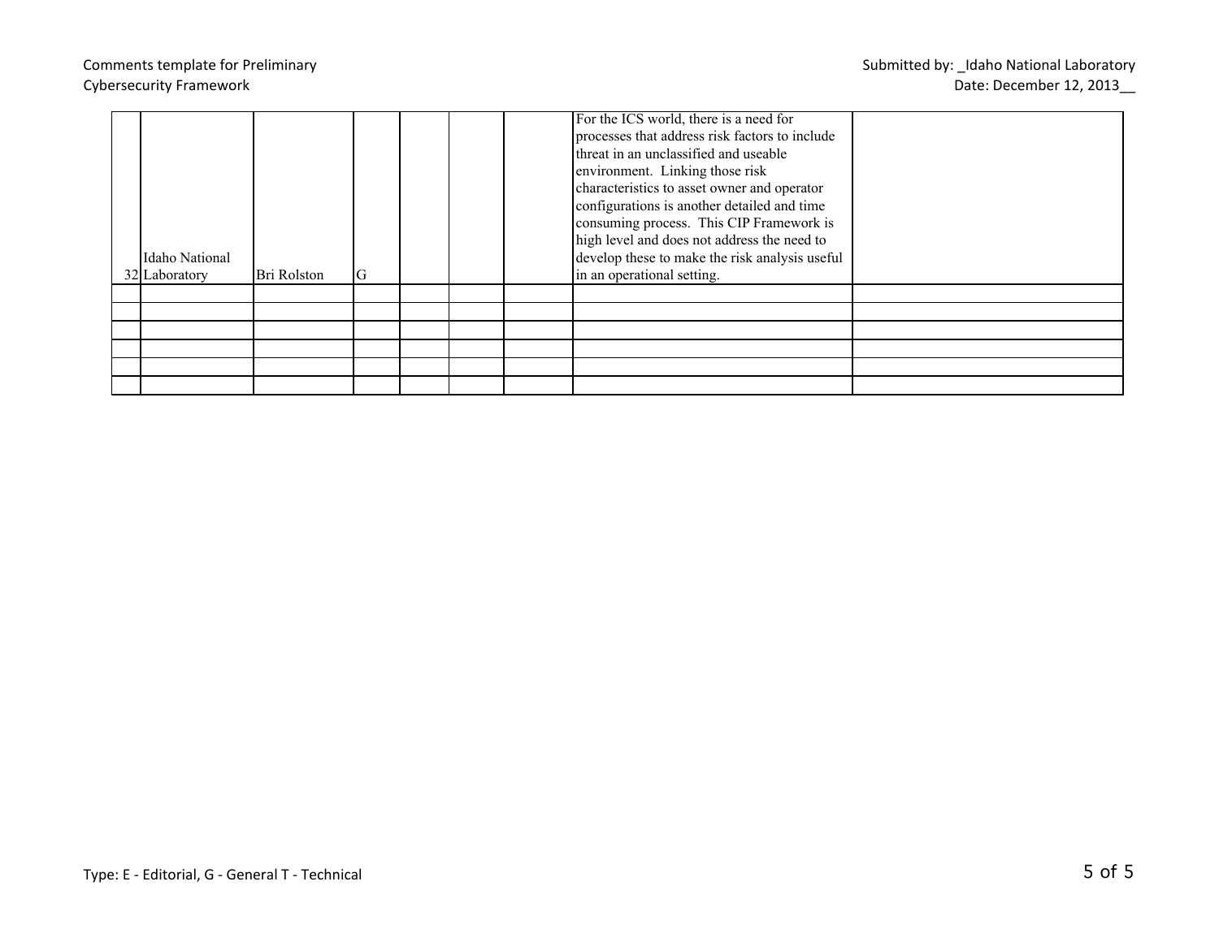| | | | | | | | | |
|---|---|---|---|---|---|---|---|---|
| 32 | Idaho National Laboratory | Bri Rolston | G | | | | For the ICS world, there is a need for processes that address risk factors to include threat in an unclassified and useable environment. Linking those risk characteristics to asset owner and operator configurations is another detailed and time consuming process. This CIP Framework is high level and does not address the need to develop these to make the risk analysis useful in an operational setting. | |
| | | | | | | | | |
| | | | | | | | | |
| | | | | | | | | |
| | | | | | | | | |
| | | | | | | | | |
| | | | | | | | | |

Type: E - Editorial, G - General T - Technical